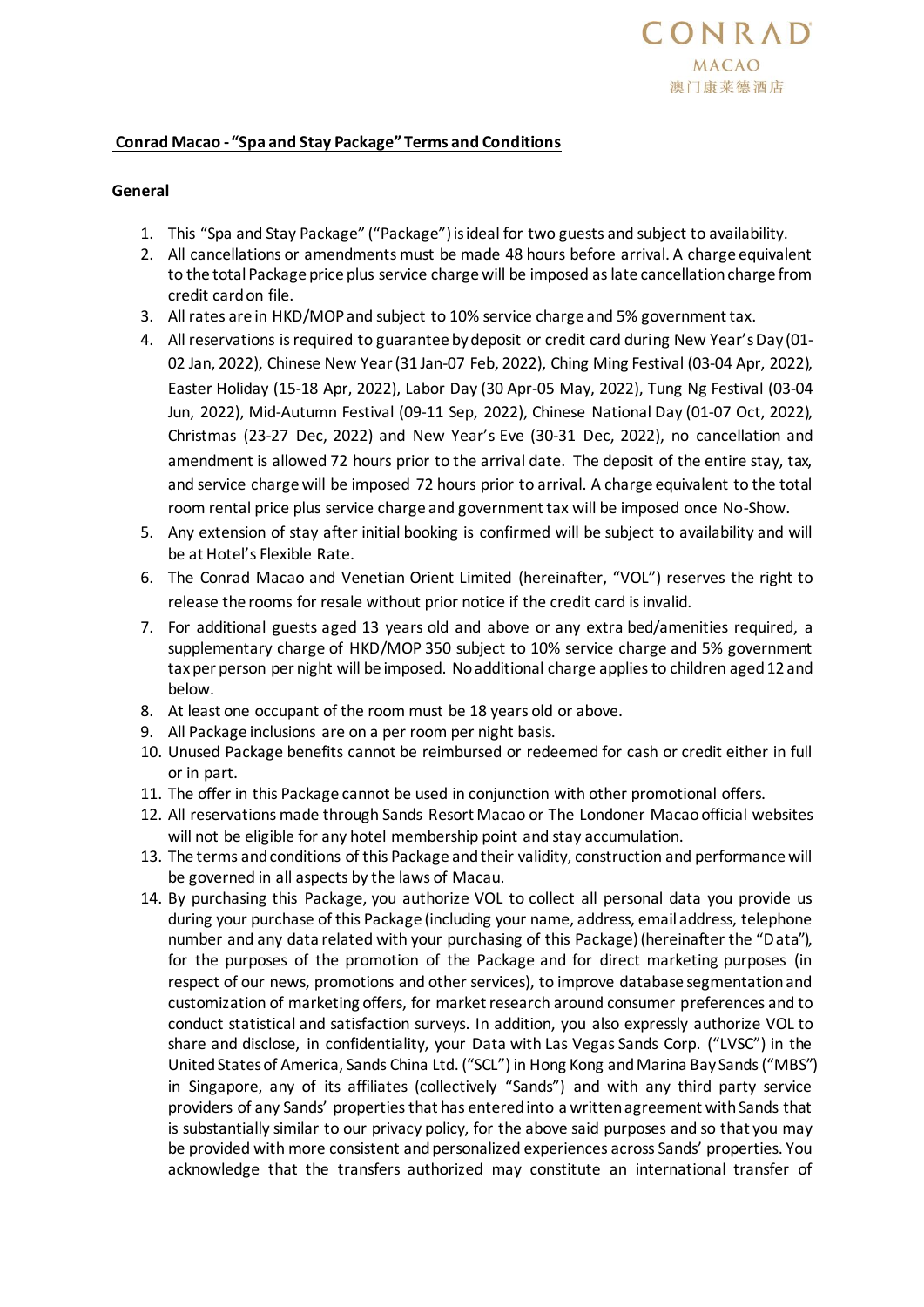CONRAD
MACAO
澳门康莱德酒店

**Conrad Macao - "Spa and Stay Package" Terms and Conditions**

**General**

1. This "Spa and Stay Package" ("Package") is ideal for two guests and subject to availability.
2. All cancellations or amendments must be made 48 hours before arrival. A charge equivalent to the total Package price plus service charge will be imposed as late cancellation charge from credit card on file.
3. All rates are in HKD/MOP and subject to 10% service charge and 5% government tax.
4. All reservations is required to guarantee by deposit or credit card during New Year's Day (01-02 Jan, 2022), Chinese New Year (31 Jan-07 Feb, 2022), Ching Ming Festival (03-04 Apr, 2022), Easter Holiday (15-18 Apr, 2022), Labor Day (30 Apr-05 May, 2022), Tung Ng Festival (03-04 Jun, 2022), Mid-Autumn Festival (09-11 Sep, 2022), Chinese National Day (01-07 Oct, 2022), Christmas (23-27 Dec, 2022) and New Year's Eve (30-31 Dec, 2022), no cancellation and amendment is allowed 72 hours prior to the arrival date. The deposit of the entire stay, tax, and service charge will be imposed 72 hours prior to arrival. A charge equivalent to the total room rental price plus service charge and government tax will be imposed once No-Show.
5. Any extension of stay after initial booking is confirmed will be subject to availability and will be at Hotel's Flexible Rate.
6. The Conrad Macao and Venetian Orient Limited (hereinafter, "VOL") reserves the right to release the rooms for resale without prior notice if the credit card is invalid.
7. For additional guests aged 13 years old and above or any extra bed/amenities required, a supplementary charge of HKD/MOP 350 subject to 10% service charge and 5% government tax per person per night will be imposed. No additional charge applies to children aged 12 and below.
8. At least one occupant of the room must be 18 years old or above.
9. All Package inclusions are on a per room per night basis.
10. Unused Package benefits cannot be reimbursed or redeemed for cash or credit either in full or in part.
11. The offer in this Package cannot be used in conjunction with other promotional offers.
12. All reservations made through Sands Resort Macao or The Londoner Macao official websites will not be eligible for any hotel membership point and stay accumulation.
13. The terms and conditions of this Package and their validity, construction and performance will be governed in all aspects by the laws of Macau.
14. By purchasing this Package, you authorize VOL to collect all personal data you provide us during your purchase of this Package (including your name, address, email address, telephone number and any data related with your purchasing of this Package) (hereinafter the "Data"), for the purposes of the promotion of the Package and for direct marketing purposes (in respect of our news, promotions and other services), to improve database segmentation and customization of marketing offers, for market research around consumer preferences and to conduct statistical and satisfaction surveys. In addition, you also expressly authorize VOL to share and disclose, in confidentiality, your Data with Las Vegas Sands Corp. ("LVSC") in the United States of America, Sands China Ltd. ("SCL") in Hong Kong and Marina Bay Sands ("MBS") in Singapore, any of its affiliates (collectively "Sands") and with any third party service providers of any Sands' properties that has entered into a written agreement with Sands that is substantially similar to our privacy policy, for the above said purposes and so that you may be provided with more consistent and personalized experiences across Sands' properties. You acknowledge that the transfers authorized may constitute an international transfer of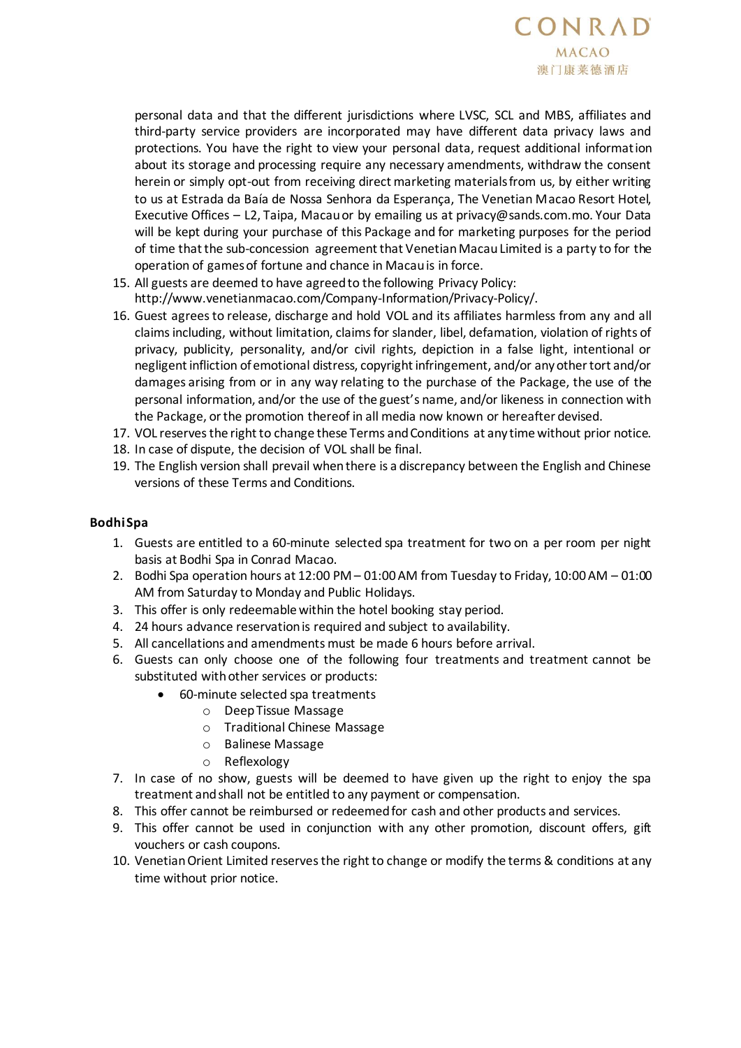personal data and that the different jurisdictions where LVSC, SCL and MBS, affiliates and third-party service providers are incorporated may have different data privacy laws and protections. You have the right to view your personal data, request additional information about its storage and processing require any necessary amendments, withdraw the consent herein or simply opt-out from receiving direct marketing materials from us, by either writing to us at Estrada da Baía de Nossa Senhora da Esperança, The Venetian Macao Resort Hotel, Executive Offices – L2, Taipa, Macau or by emailing us at privacy@sands.com.mo. Your Data will be kept during your purchase of this Package and for marketing purposes for the period of time that the sub-concession agreement that Venetian Macau Limited is a party to for the operation of games of fortune and chance in Macau is in force.

15. All guests are deemed to have agreed to the following Privacy Policy: http://www.venetianmacao.com/Company-Information/Privacy-Policy/.
16. Guest agrees to release, discharge and hold VOL and its affiliates harmless from any and all claims including, without limitation, claims for slander, libel, defamation, violation of rights of privacy, publicity, personality, and/or civil rights, depiction in a false light, intentional or negligent infliction of emotional distress, copyright infringement, and/or any other tort and/or damages arising from or in any way relating to the purchase of the Package, the use of the personal information, and/or the use of the guest's name, and/or likeness in connection with the Package, or the promotion thereof in all media now known or hereafter devised.
17. VOL reserves the right to change these Terms and Conditions at any time without prior notice.
18. In case of dispute, the decision of VOL shall be final.
19. The English version shall prevail when there is a discrepancy between the English and Chinese versions of these Terms and Conditions.

**Bodhi Spa**

1. Guests are entitled to a 60-minute selected spa treatment for two on a per room per night basis at Bodhi Spa in Conrad Macao.
2. Bodhi Spa operation hours at 12:00 PM – 01:00 AM from Tuesday to Friday, 10:00 AM – 01:00 AM from Saturday to Monday and Public Holidays.
3. This offer is only redeemable within the hotel booking stay period.
4. 24 hours advance reservation is required and subject to availability.
5. All cancellations and amendments must be made 6 hours before arrival.
6. Guests can only choose one of the following four treatments and treatment cannot be substituted with other services or products:
   - 60-minute selected spa treatments
     - Deep Tissue Massage
     - Traditional Chinese Massage
     - Balinese Massage
     - Reflexology
7. In case of no show, guests will be deemed to have given up the right to enjoy the spa treatment and shall not be entitled to any payment or compensation.
8. This offer cannot be reimbursed or redeemed for cash and other products and services.
9. This offer cannot be used in conjunction with any other promotion, discount offers, gift vouchers or cash coupons.
10. Venetian Orient Limited reserves the right to change or modify the terms & conditions at any time without prior notice.